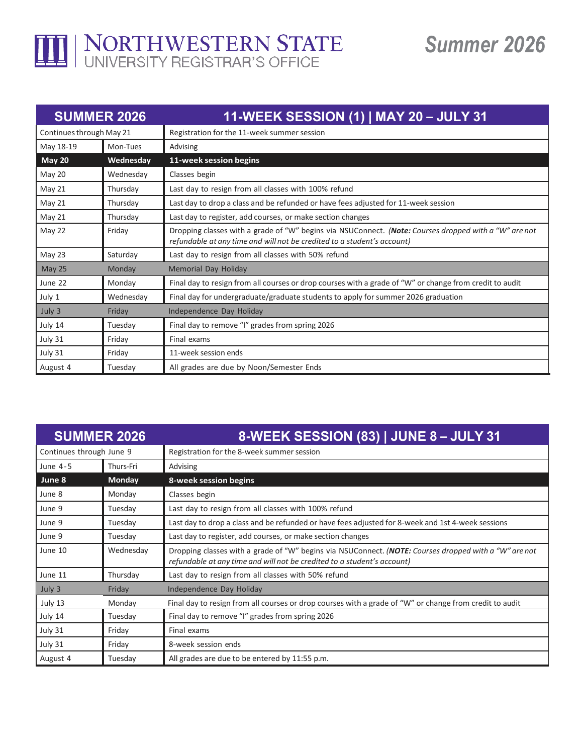# NORTHWESTERN STATE UNIVERSITY REGISTRAR'S OFFICE

## Summer 2026

| SUMMER 2026 | | 11-WEEK SESSION (1) \| MAY 20 – JULY 31 |
|---|---|---|
| Continues through May 21 | | Registration for the 11-week summer session |
| May 18-19 | Mon-Tues | Advising |
| **May 20** | **Wednesday** | **11-week session begins** |
| May 20 | Wednesday | Classes begin |
| May 21 | Thursday | Last day to resign from all classes with 100% refund |
| May 21 | Thursday | Last day to drop a class and be refunded or have fees adjusted for 11-week session |
| May 21 | Thursday | Last day to register, add courses, or make section changes |
| May 22 | Friday | Dropping classes with a grade of "W" begins via NSUConnect. *(**Note:** Courses dropped with a "W" are not refundable at any time and will not be credited to a student's account)* |
| May 23 | Saturday | Last day to resign from all classes with 50% refund |
| May 25 | Monday | Memorial Day Holiday |
| June 22 | Monday | Final day to resign from all courses or drop courses with a grade of "W" or change from credit to audit |
| July 1 | Wednesday | Final day for undergraduate/graduate students to apply for summer 2026 graduation |
| July 3 | Friday | Independence Day Holiday |
| July 14 | Tuesday | Final day to remove "I" grades from spring 2026 |
| July 31 | Friday | Final exams |
| July 31 | Friday | 11-week session ends |
| August 4 | Tuesday | All grades are due by Noon/Semester Ends |

| SUMMER 2026 | | 8-WEEK SESSION (83) \| JUNE 8 – JULY 31 |
|---|---|---|
| Continues through June 9 | | Registration for the 8-week summer session |
| June 4-5 | Thurs-Fri | Advising |
| **June 8** | **Monday** | **8-week session begins** |
| June 8 | Monday | Classes begin |
| June 9 | Tuesday | Last day to resign from all classes with 100% refund |
| June 9 | Tuesday | Last day to drop a class and be refunded or have fees adjusted for 8-week and 1st 4-week sessions |
| June 9 | Tuesday | Last day to register, add courses, or make section changes |
| June 10 | Wednesday | Dropping classes with a grade of "W" begins via NSUConnect. *(**NOTE:** Courses dropped with a "W" are not refundable at any time and will not be credited to a student's account)* |
| June 11 | Thursday | Last day to resign from all classes with 50% refund |
| July 3 | Friday | Independence Day Holiday |
| July 13 | Monday | Final day to resign from all courses or drop courses with a grade of "W" or change from credit to audit |
| July 14 | Tuesday | Final day to remove "I" grades from spring 2026 |
| July 31 | Friday | Final exams |
| July 31 | Friday | 8-week session ends |
| August 4 | Tuesday | All grades are due to be entered by 11:55 p.m. |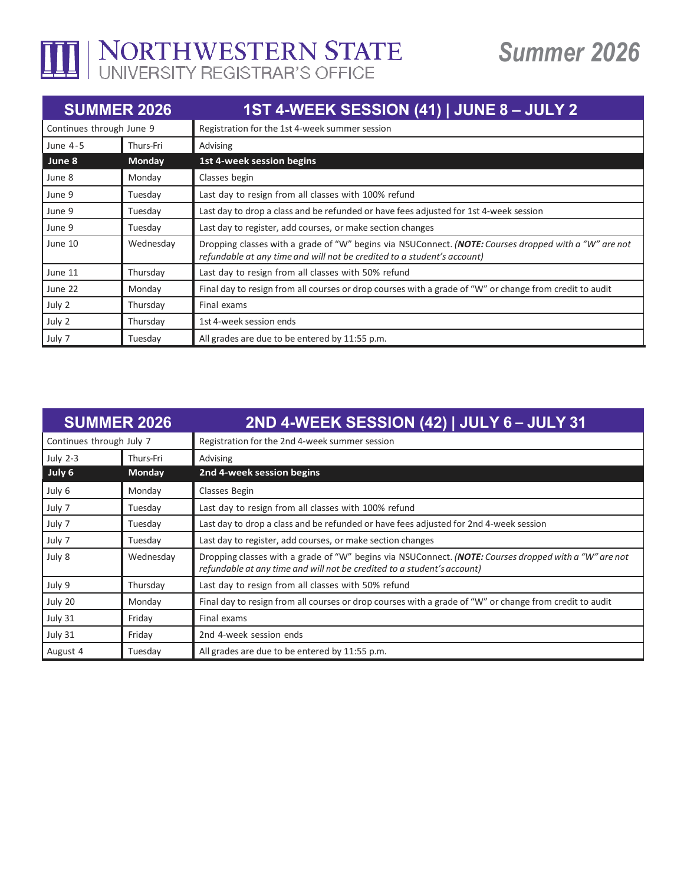# NORTHWESTERN STATE UNIVERSITY REGISTRAR'S OFFICE

## Summer 2026

| SUMMER 2026 | | 1ST 4-WEEK SESSION (41) \| JUNE 8 – JULY 2 |
|---|---|---|
| Continues through June 9 | | Registration for the 1st 4-week summer session |
| June 4-5 | Thurs-Fri | Advising |
| **June 8** | **Monday** | **1st 4-week session begins** |
| June 8 | Monday | Classes begin |
| June 9 | Tuesday | Last day to resign from all classes with 100% refund |
| June 9 | Tuesday | Last day to drop a class and be refunded or have fees adjusted for 1st 4-week session |
| June 9 | Tuesday | Last day to register, add courses, or make section changes |
| June 10 | Wednesday | Dropping classes with a grade of "W" begins via NSUConnect. *(**NOTE:** Courses dropped with a "W" are not refundable at any time and will not be credited to a student's account)* |
| June 11 | Thursday | Last day to resign from all classes with 50% refund |
| June 22 | Monday | Final day to resign from all courses or drop courses with a grade of "W" or change from credit to audit |
| July 2 | Thursday | Final exams |
| July 2 | Thursday | 1st 4-week session ends |
| July 7 | Tuesday | All grades are due to be entered by 11:55 p.m. |

| SUMMER 2026 | | 2ND 4-WEEK SESSION (42) \| JULY 6 – JULY 31 |
|---|---|---|
| Continues through July 7 | | Registration for the 2nd 4-week summer session |
| July 2-3 | Thurs-Fri | Advising |
| **July 6** | **Monday** | **2nd 4-week session begins** |
| July 6 | Monday | Classes Begin |
| July 7 | Tuesday | Last day to resign from all classes with 100% refund |
| July 7 | Tuesday | Last day to drop a class and be refunded or have fees adjusted for 2nd 4-week session |
| July 7 | Tuesday | Last day to register, add courses, or make section changes |
| July 8 | Wednesday | Dropping classes with a grade of "W" begins via NSUConnect. *(**NOTE:** Courses dropped with a "W" are not refundable at any time and will not be credited to a student's account)* |
| July 9 | Thursday | Last day to resign from all classes with 50% refund |
| July 20 | Monday | Final day to resign from all courses or drop courses with a grade of "W" or change from credit to audit |
| July 31 | Friday | Final exams |
| July 31 | Friday | 2nd 4-week session ends |
| August 4 | Tuesday | All grades are due to be entered by 11:55 p.m. |